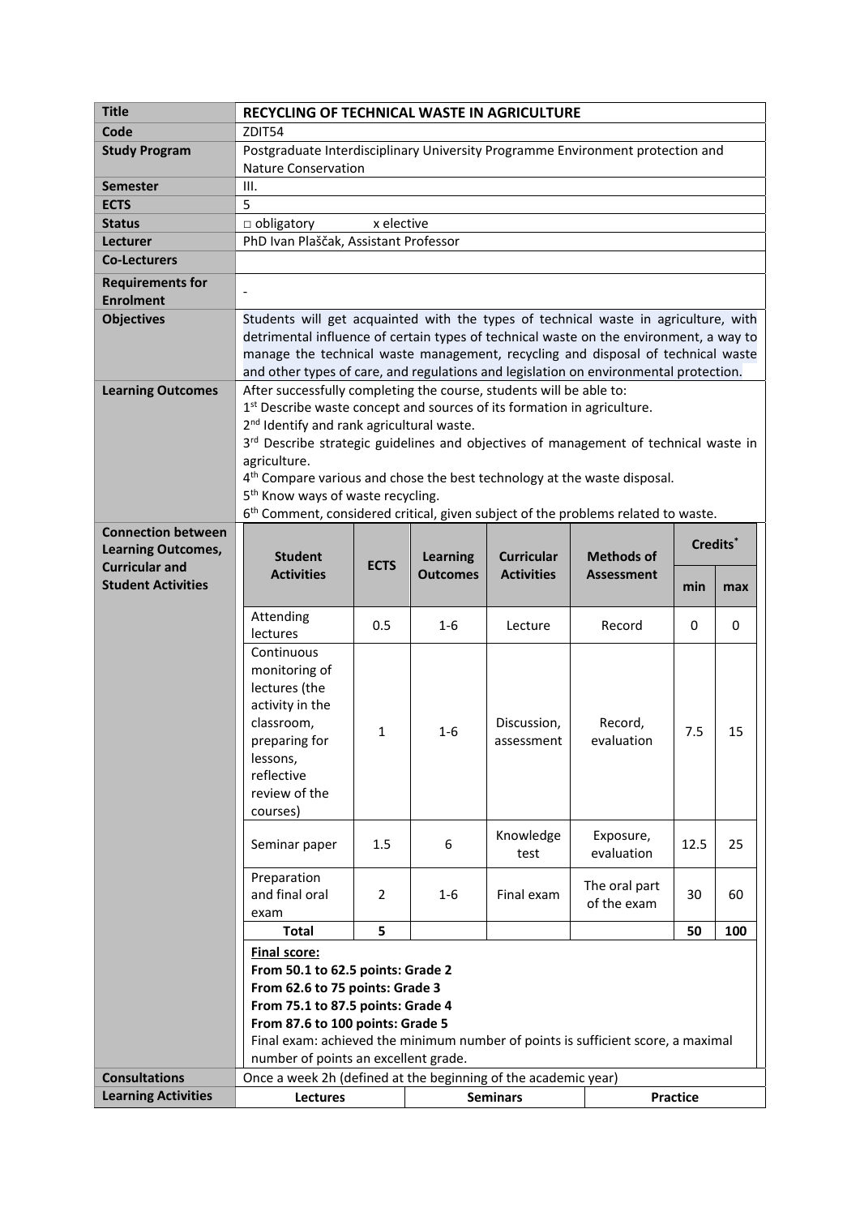| Title | RECYCLING OF TECHNICAL WASTE IN AGRICULTURE |
|---|---|
| Code | ZDIT54 |
| Study Program | Postgraduate Interdisciplinary University Programme Environment protection and Nature Conservation |
| Semester | III. |
| ECTS | 5 |
| Status | □ obligatory x elective |
| Lecturer | PhD Ivan Plaščak, Assistant Professor |
| Co-Lecturers | |
| Requirements for Enrolment | - |
| Objectives | Students will get acquainted with the types of technical waste in agriculture, with detrimental influence of certain types of technical waste on the environment, a way to manage the technical waste management, recycling and disposal of technical waste and other types of care, and regulations and legislation on environmental protection. |
| Learning Outcomes | After successfully completing the course, students will be able to:<br>1st Describe waste concept and sources of its formation in agriculture.<br>2nd Identify and rank agricultural waste.<br>3rd Describe strategic guidelines and objectives of management of technical waste in agriculture.<br>4th Compare various and chose the best technology at the waste disposal.<br>5th Know ways of waste recycling.<br>6th Comment, considered critical, given subject of the problems related to waste. |

**Connection between Learning Outcomes, Curricular and Student Activities**

| Student Activities | ECTS | Learning Outcomes | Curricular Activities | Methods of Assessment | Credits* | |
|---|---|---|---|---|---|---|
| | | | | | min | max |
| Attending lectures | 0.5 | 1-6 | Lecture | Record | 0 | 0 |
| Continuous monitoring of lectures (the activity in the classroom, preparing for lessons, reflective review of the courses) | 1 | 1-6 | Discussion, assessment | Record, evaluation | 7.5 | 15 |
| Seminar paper | 1.5 | 6 | Knowledge test | Exposure, evaluation | 12.5 | 25 |
| Preparation and final oral exam | 2 | 1-6 | Final exam | The oral part of the exam | 30 | 60 |
| **Total** | **5** | | | | **50** | **100** |

**Final score:**
**From 50.1 to 62.5 points: Grade 2**
**From 62.6 to 75 points: Grade 3**
**From 75.1 to 87.5 points: Grade 4**
**From 87.6 to 100 points: Grade 5**
Final exam: achieved the minimum number of points is sufficient score, a maximal number of points an excellent grade.

| Consultations | Once a week 2h (defined at the beginning of the academic year) | | |
|---|---|---|---|
| Learning Activities | **Lectures** | **Seminars** | **Practice** |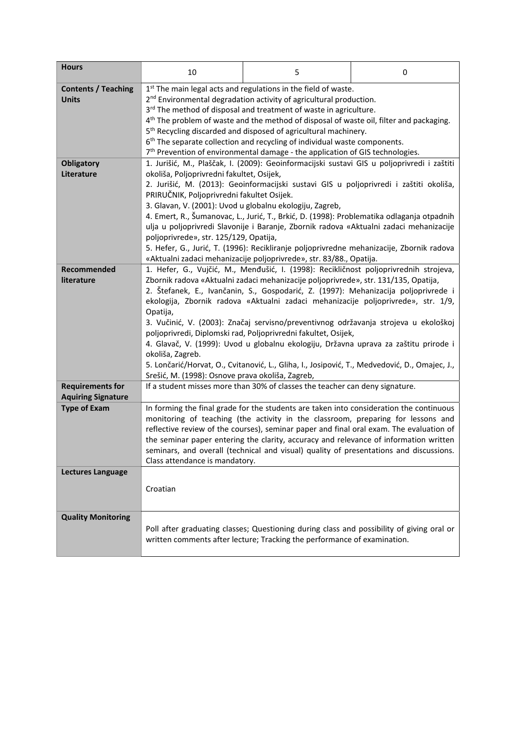| | | | |
|---|---|---|---|
| **Hours** | 10 | 5 | 0 |
| **Contents / Teaching Units** | 1st The main legal acts and regulations in the field of waste.<br>2nd Environmental degradation activity of agricultural production.<br>3rd The method of disposal and treatment of waste in agriculture.<br>4th The problem of waste and the method of disposal of waste oil, filter and packaging.<br>5th Recycling discarded and disposed of agricultural machinery.<br>6th The separate collection and recycling of individual waste components.<br>7th Prevention of environmental damage - the application of GIS technologies. | | |
| **Obligatory Literature** | 1. Jurišić, M., Plaščak, I. (2009): Geoinformacijski sustavi GIS u poljoprivredi i zaštiti okoliša, Poljoprivredni fakultet, Osijek,<br>2. Jurišić, M. (2013): Geoinformacijski sustavi GIS u poljoprivredi i zaštiti okoliša, PRIRUČNIK, Poljoprivredni fakultet Osijek.<br>3. Glavan, V. (2001): Uvod u globalnu ekologiju, Zagreb,<br>4. Emert, R., Šumanovac, L., Jurić, T., Brkić, D. (1998): Problematika odlaganja otpadnih ulja u poljoprivredi Slavonije i Baranje, Zbornik radova «Aktualni zadaci mehanizacije poljoprivrede», str. 125/129, Opatija,<br>5. Hefer, G., Jurić, T. (1996): Recikliranje poljoprivredne mehanizacije, Zbornik radova «Aktualni zadaci mehanizacije poljoprivrede», str. 83/88., Opatija. | | |
| **Recommended literature** | 1. Hefer, G., Vujčić, M., Menđušić, I. (1998): Recikličnost poljoprivrednih strojeva, Zbornik radova «Aktualni zadaci mehanizacije poljoprivrede», str. 131/135, Opatija,<br>2. Štefanek, E., Ivančanin, S., Gospodarić, Z. (1997): Mehanizacija poljoprivrede i ekologija, Zbornik radova «Aktualni zadaci mehanizacije poljoprivrede», str. 1/9, Opatija,<br>3. Vučinić, V. (2003): Značaj servisno/preventivnog održavanja strojeva u ekološkoj poljoprivredi, Diplomski rad, Poljoprivredni fakultet, Osijek,<br>4. Glavač, V. (1999): Uvod u globalnu ekologiju, Državna uprava za zaštitu prirode i okoliša, Zagreb.<br>5. Lončarić/Horvat, O., Cvitanović, L., Gliha, I., Josipović, T., Medvedović, D., Omajec, J., Srešić, M. (1998): Osnove prava okoliša, Zagreb, | | |
| **Requirements for Aquiring Signature** | If a student misses more than 30% of classes the teacher can deny signature. | | |
| **Type of Exam** | In forming the final grade for the students are taken into consideration the continuous monitoring of teaching (the activity in the classroom, preparing for lessons and reflective review of the courses), seminar paper and final oral exam. The evaluation of the seminar paper entering the clarity, accuracy and relevance of information written seminars, and overall (technical and visual) quality of presentations and discussions. Class attendance is mandatory. | | |
| **Lectures Language** | Croatian | | |
| **Quality Monitoring** | Poll after graduating classes; Questioning during class and possibility of giving oral or written comments after lecture; Tracking the performance of examination. | | |